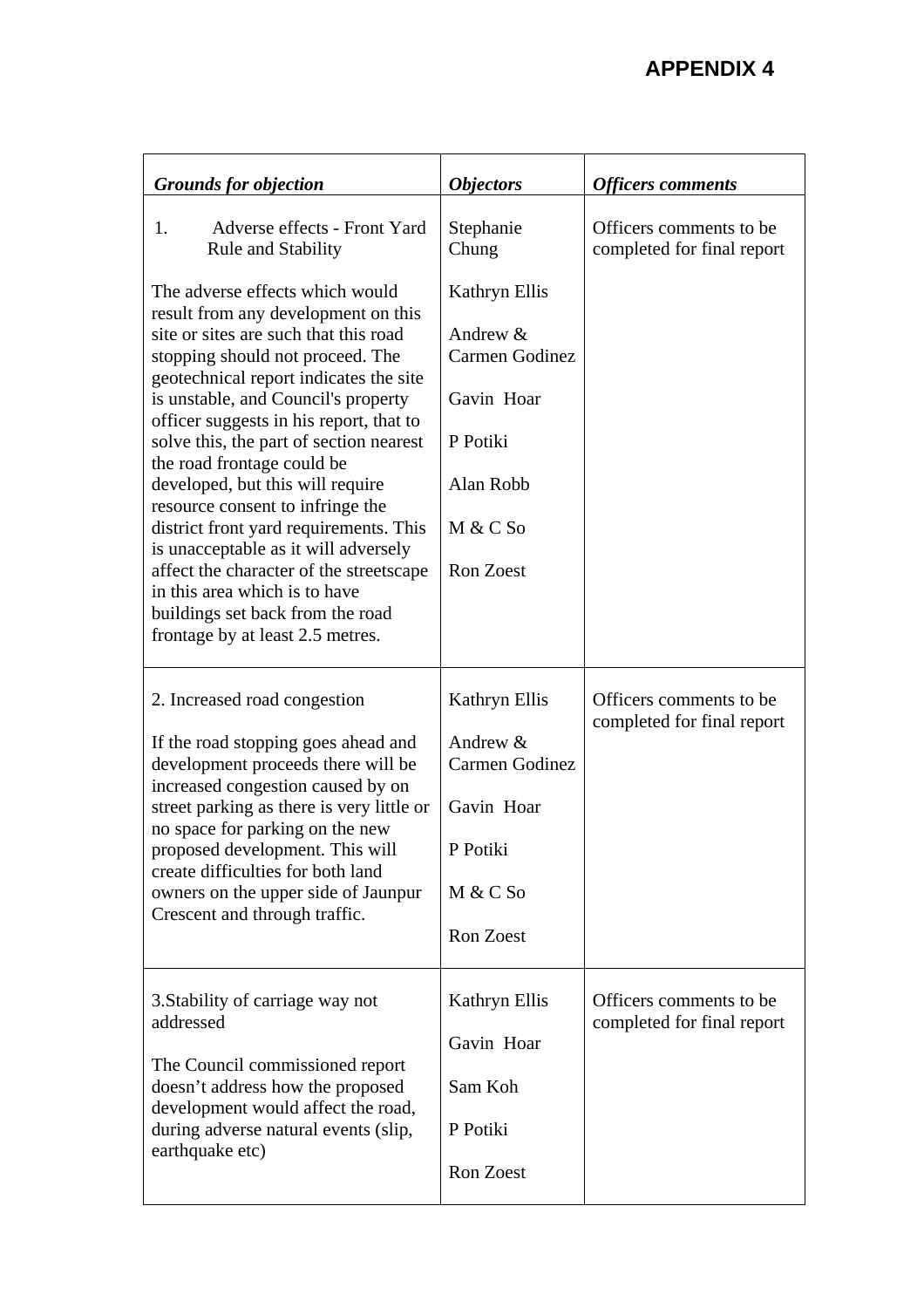# APPENDIX 4

| *Grounds for objection* | *Objectors* | *Officers comments* |
|---|---|---|
| 1. Adverse effects - Front Yard Rule and Stability<br><br>The adverse effects which would result from any development on this site or sites are such that this road stopping should not proceed. The geotechnical report indicates the site is unstable, and Council's property officer suggests in his report, that to solve this, the part of section nearest the road frontage could be developed, but this will require resource consent to infringe the district front yard requirements. This is unacceptable as it will adversely affect the character of the streetscape in this area which is to have buildings set back from the road frontage by at least 2.5 metres. | Stephanie Chung<br><br>Kathryn Ellis<br><br>Andrew & Carmen Godinez<br><br>Gavin Hoar<br><br>P Potiki<br><br>Alan Robb<br><br>M & C So<br><br>Ron Zoest | Officers comments to be completed for final report |
| 2. Increased road congestion<br><br>If the road stopping goes ahead and development proceeds there will be increased congestion caused by on street parking as there is very little or no space for parking on the new proposed development. This will create difficulties for both land owners on the upper side of Jaunpur Crescent and through traffic. | Kathryn Ellis<br><br>Andrew & Carmen Godinez<br><br>Gavin Hoar<br><br>P Potiki<br><br>M & C So<br><br>Ron Zoest | Officers comments to be completed for final report |
| 3. Stability of carriage way not addressed<br><br>The Council commissioned report doesn't address how the proposed development would affect the road, during adverse natural events (slip, earthquake etc) | Kathryn Ellis<br><br>Gavin Hoar<br><br>Sam Koh<br><br>P Potiki<br><br>Ron Zoest | Officers comments to be completed for final report |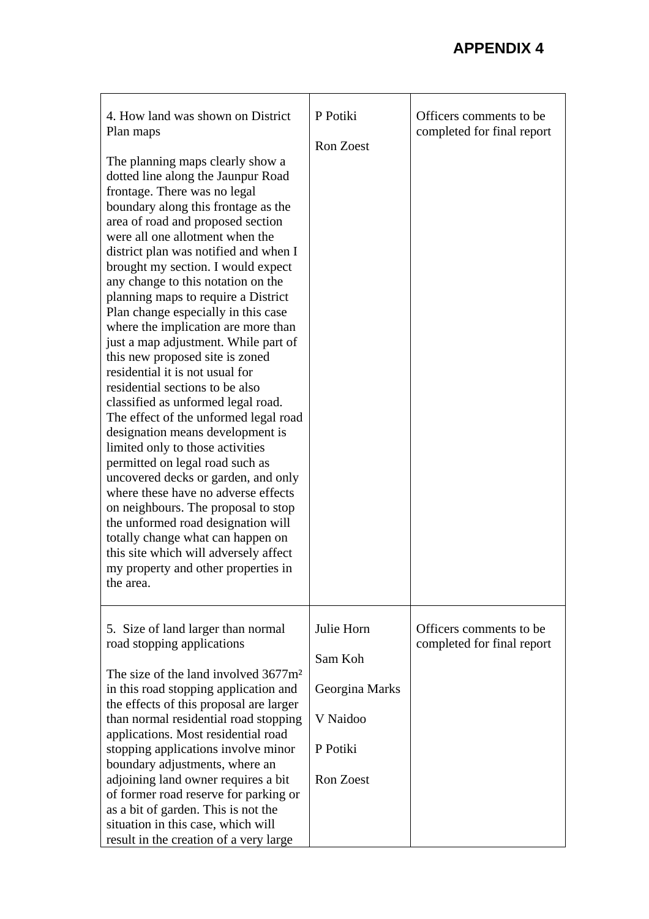# APPENDIX 4

| | | |
|---|---|---|
| 4. How land was shown on District Plan maps<br><br>The planning maps clearly show a dotted line along the Jaunpur Road frontage. There was no legal boundary along this frontage as the area of road and proposed section were all one allotment when the district plan was notified and when I brought my section. I would expect any change to this notation on the planning maps to require a District Plan change especially in this case where the implication are more than just a map adjustment. While part of this new proposed site is zoned residential it is not usual for residential sections to be also classified as unformed legal road. The effect of the unformed legal road designation means development is limited only to those activities permitted on legal road such as uncovered decks or garden, and only where these have no adverse effects on neighbours. The proposal to stop the unformed road designation will totally change what can happen on this site which will adversely affect my property and other properties in the area. | P Potiki<br><br>Ron Zoest | Officers comments to be completed for final report |
| 5. Size of land larger than normal road stopping applications<br><br>The size of the land involved 3677m² in this road stopping application and the effects of this proposal are larger than normal residential road stopping applications. Most residential road stopping applications involve minor boundary adjustments, where an adjoining land owner requires a bit of former road reserve for parking or as a bit of garden. This is not the situation in this case, which will result in the creation of a very large | Julie Horn<br><br>Sam Koh<br><br>Georgina Marks<br><br>V Naidoo<br><br>P Potiki<br><br>Ron Zoest | Officers comments to be completed for final report |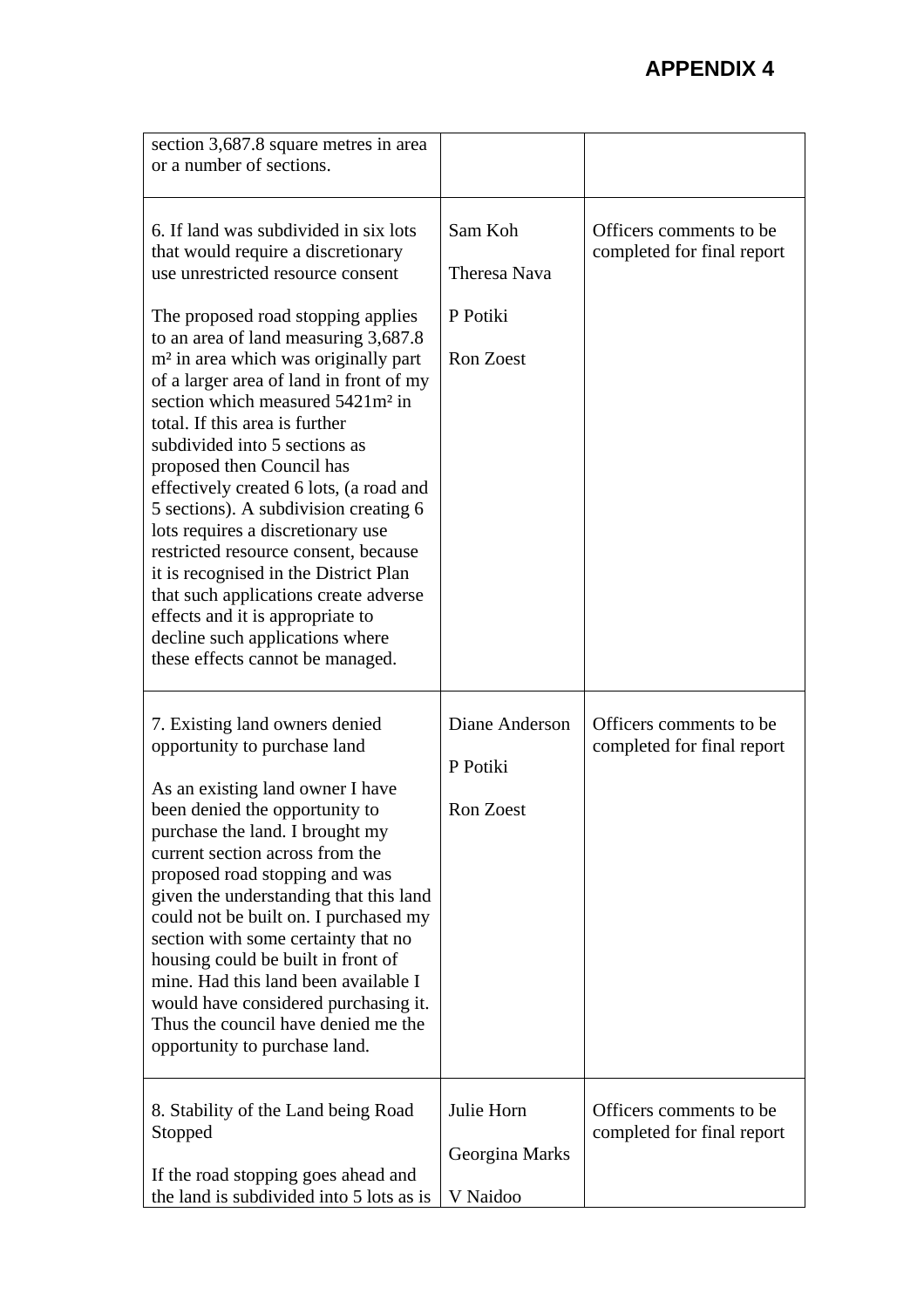# APPENDIX 4

| | | |
|---|---|---|
| section 3,687.8 square metres in area or a number of sections. | | |
| 6. If land was subdivided in six lots that would require a discretionary use unrestricted resource consent<br><br>The proposed road stopping applies to an area of land measuring 3,687.8 m² in area which was originally part of a larger area of land in front of my section which measured 5421m² in total. If this area is further subdivided into 5 sections as proposed then Council has effectively created 6 lots, (a road and 5 sections). A subdivision creating 6 lots requires a discretionary use restricted resource consent, because it is recognised in the District Plan that such applications create adverse effects and it is appropriate to decline such applications where these effects cannot be managed. | Sam Koh<br><br>Theresa Nava<br><br>P Potiki<br><br>Ron Zoest | Officers comments to be completed for final report |
| 7. Existing land owners denied opportunity to purchase land<br><br>As an existing land owner I have been denied the opportunity to purchase the land. I brought my current section across from the proposed road stopping and was given the understanding that this land could not be built on. I purchased my section with some certainty that no housing could be built in front of mine. Had this land been available I would have considered purchasing it. Thus the council have denied me the opportunity to purchase land. | Diane Anderson<br><br>P Potiki<br><br>Ron Zoest | Officers comments to be completed for final report |
| 8. Stability of the Land being Road Stopped<br><br>If the road stopping goes ahead and the land is subdivided into 5 lots as is | Julie Horn<br><br>Georgina Marks<br><br>V Naidoo | Officers comments to be completed for final report |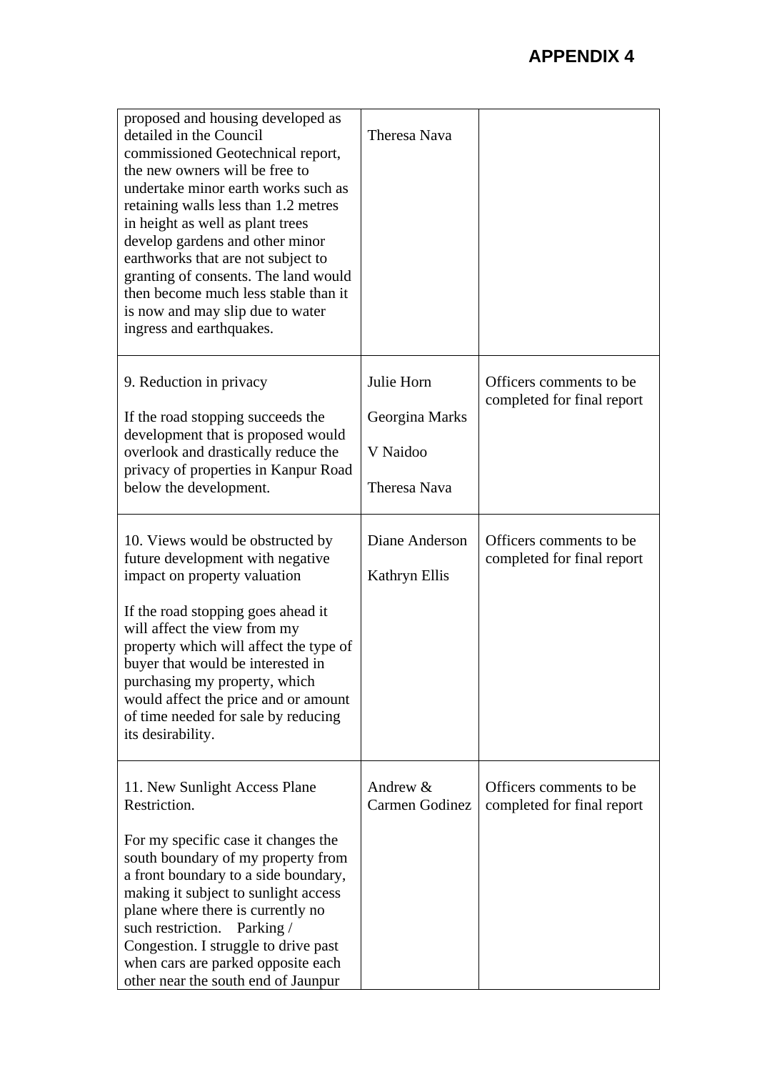# APPENDIX 4

| | | |
|---|---|---|
| proposed and housing developed as detailed in the Council commissioned Geotechnical report, the new owners will be free to undertake minor earth works such as retaining walls less than 1.2 metres in height as well as plant trees develop gardens and other minor earthworks that are not subject to granting of consents. The land would then become much less stable than it is now and may slip due to water ingress and earthquakes. | Theresa Nava | |
| 9. Reduction in privacy<br><br>If the road stopping succeeds the development that is proposed would overlook and drastically reduce the privacy of properties in Kanpur Road below the development. | Julie Horn<br><br>Georgina Marks<br><br>V Naidoo<br><br>Theresa Nava | Officers comments to be completed for final report |
| 10. Views would be obstructed by future development with negative impact on property valuation<br><br>If the road stopping goes ahead it will affect the view from my property which will affect the type of buyer that would be interested in purchasing my property, which would affect the price and or amount of time needed for sale by reducing its desirability. | Diane Anderson<br><br>Kathryn Ellis | Officers comments to be completed for final report |
| 11. New Sunlight Access Plane Restriction.<br><br>For my specific case it changes the south boundary of my property from a front boundary to a side boundary, making it subject to sunlight access plane where there is currently no such restriction. Parking / Congestion. I struggle to drive past when cars are parked opposite each other near the south end of Jaunpur | Andrew & Carmen Godinez | Officers comments to be completed for final report |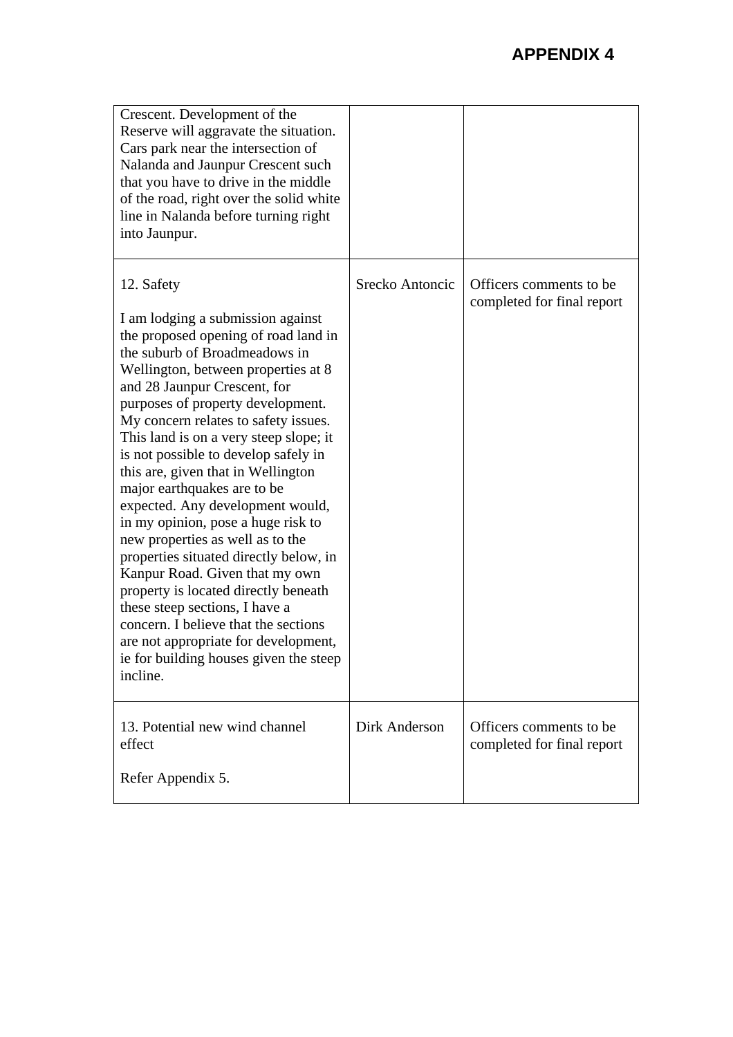# APPENDIX 4

| | | |
|---|---|---|
| Crescent. Development of the Reserve will aggravate the situation. Cars park near the intersection of Nalanda and Jaunpur Crescent such that you have to drive in the middle of the road, right over the solid white line in Nalanda before turning right into Jaunpur. | | |
| 12. Safety<br><br>I am lodging a submission against the proposed opening of road land in the suburb of Broadmeadows in Wellington, between properties at 8 and 28 Jaunpur Crescent, for purposes of property development. My concern relates to safety issues. This land is on a very steep slope; it is not possible to develop safely in this are, given that in Wellington major earthquakes are to be expected. Any development would, in my opinion, pose a huge risk to new properties as well as to the properties situated directly below, in Kanpur Road. Given that my own property is located directly beneath these steep sections, I have a concern. I believe that the sections are not appropriate for development, ie for building houses given the steep incline. | Srecko Antoncic | Officers comments to be completed for final report |
| 13. Potential new wind channel effect<br><br>Refer Appendix 5. | Dirk Anderson | Officers comments to be completed for final report |